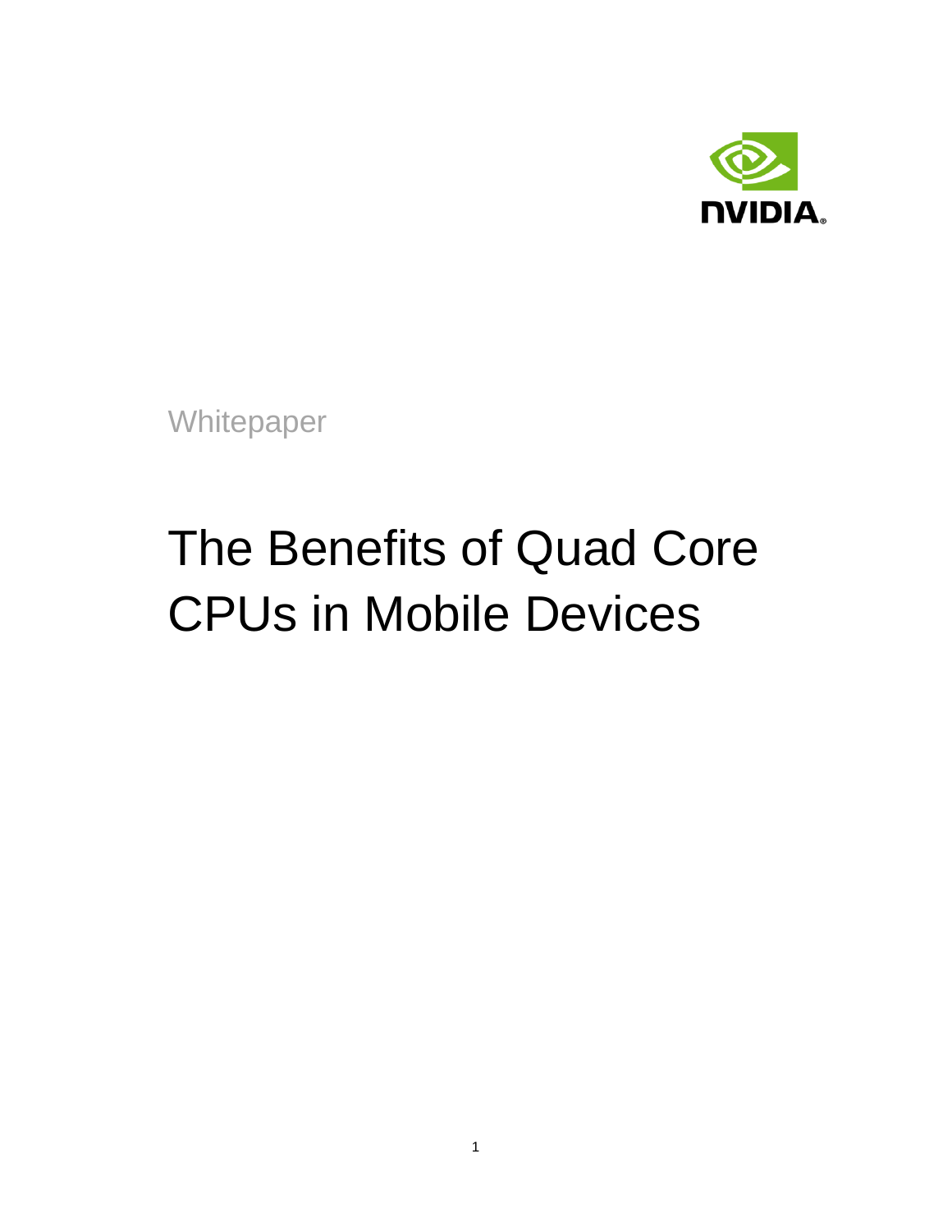Whitepaper

# The Benefits of Quad Core CPUs in Mobile Devices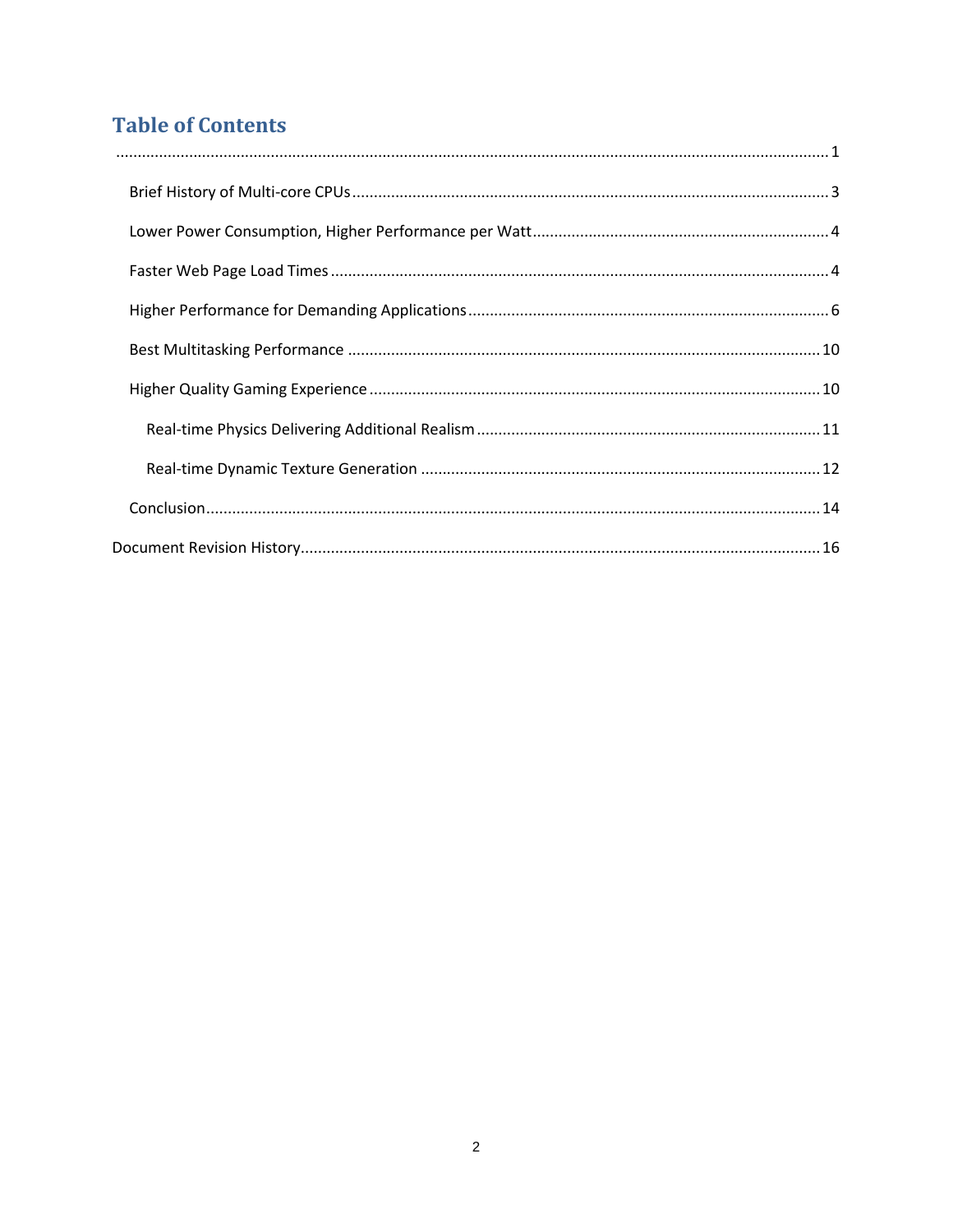# Table of Contents

........................................................................................................................................................ 1

- Brief History of Multi-core CPUs ........................................................................................ 3
- Lower Power Consumption, Higher Performance per Watt .................................................. 4
- Faster Web Page Load Times ............................................................................................. 4
- Higher Performance for Demanding Applications ................................................................ 6
- Best Multitasking Performance ......................................................................................... 10
- Higher Quality Gaming Experience .................................................................................... 10
  - Real-time Physics Delivering Additional Realism ............................................................ 11
  - Real-time Dynamic Texture Generation ......................................................................... 12
- Conclusion ....................................................................................................................... 14

Document Revision History ...................................................................................................... 16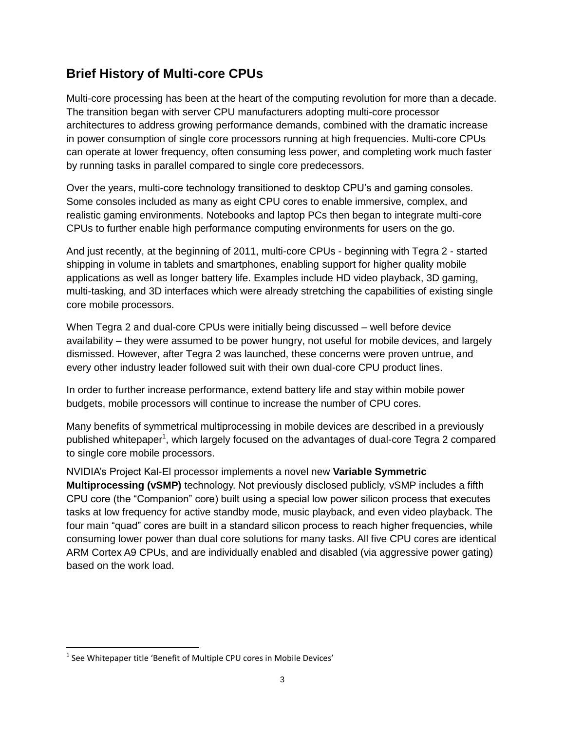## Brief History of Multi-core CPUs

Multi-core processing has been at the heart of the computing revolution for more than a decade. The transition began with server CPU manufacturers adopting multi-core processor architectures to address growing performance demands, combined with the dramatic increase in power consumption of single core processors running at high frequencies. Multi-core CPUs can operate at lower frequency, often consuming less power, and completing work much faster by running tasks in parallel compared to single core predecessors.

Over the years, multi-core technology transitioned to desktop CPU's and gaming consoles. Some consoles included as many as eight CPU cores to enable immersive, complex, and realistic gaming environments. Notebooks and laptop PCs then began to integrate multi-core CPUs to further enable high performance computing environments for users on the go.

And just recently, at the beginning of 2011, multi-core CPUs - beginning with Tegra 2 - started shipping in volume in tablets and smartphones, enabling support for higher quality mobile applications as well as longer battery life. Examples include HD video playback, 3D gaming, multi-tasking, and 3D interfaces which were already stretching the capabilities of existing single core mobile processors.

When Tegra 2 and dual-core CPUs were initially being discussed – well before device availability – they were assumed to be power hungry, not useful for mobile devices, and largely dismissed. However, after Tegra 2 was launched, these concerns were proven untrue, and every other industry leader followed suit with their own dual-core CPU product lines.

In order to further increase performance, extend battery life and stay within mobile power budgets, mobile processors will continue to increase the number of CPU cores.

Many benefits of symmetrical multiprocessing in mobile devices are described in a previously published whitepaper[1], which largely focused on the advantages of dual-core Tegra 2 compared to single core mobile processors.

NVIDIA's Project Kal-El processor implements a novel new **Variable Symmetric Multiprocessing (vSMP)** technology. Not previously disclosed publicly, vSMP includes a fifth CPU core (the "Companion" core) built using a special low power silicon process that executes tasks at low frequency for active standby mode, music playback, and even video playback. The four main "quad" cores are built in a standard silicon process to reach higher frequencies, while consuming lower power than dual core solutions for many tasks. All five CPU cores are identical ARM Cortex A9 CPUs, and are individually enabled and disabled (via aggressive power gating) based on the work load.

---

[1] See Whitepaper title 'Benefit of Multiple CPU cores in Mobile Devices'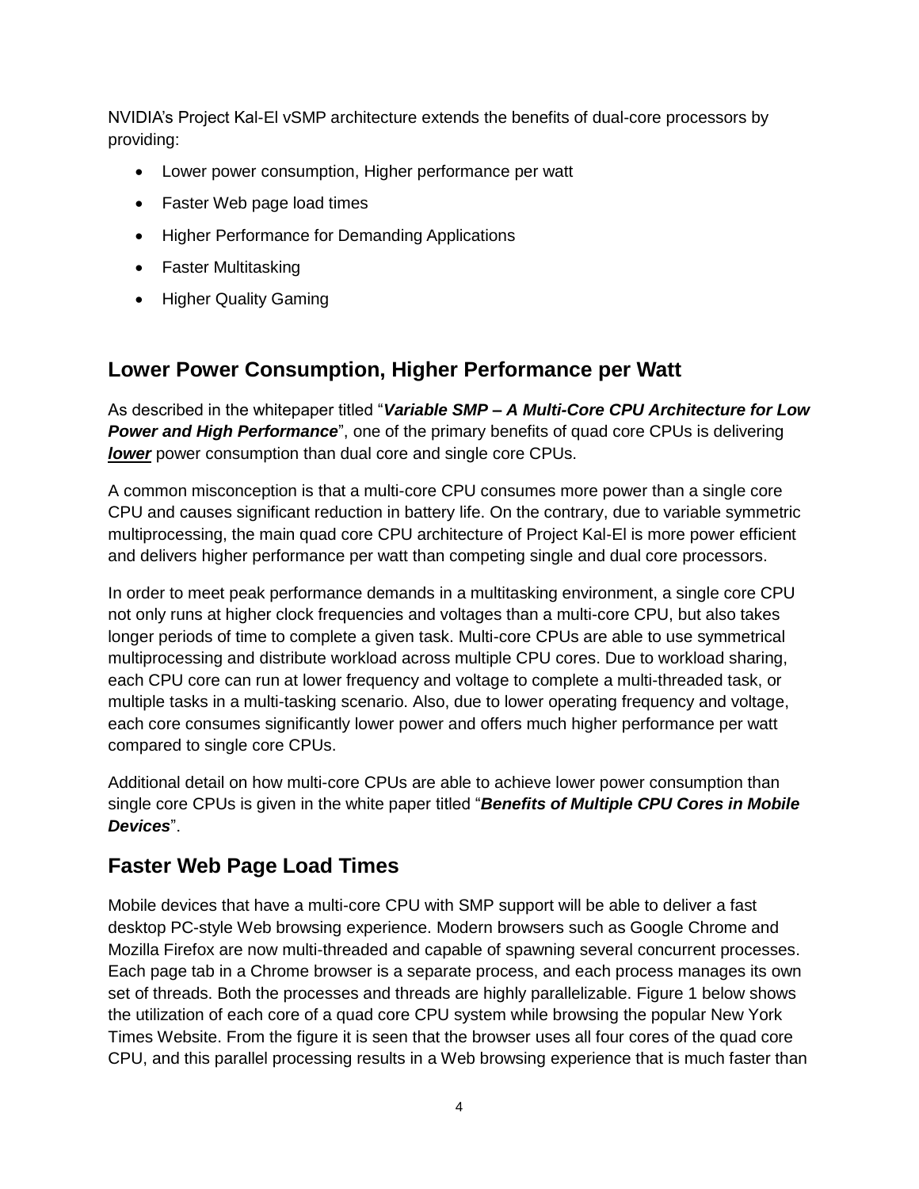NVIDIA's Project Kal-El vSMP architecture extends the benefits of dual-core processors by providing:

- Lower power consumption, Higher performance per watt
- Faster Web page load times
- Higher Performance for Demanding Applications
- Faster Multitasking
- Higher Quality Gaming

## Lower Power Consumption, Higher Performance per Watt

As described in the whitepaper titled "***Variable SMP – A Multi-Core CPU Architecture for Low Power and High Performance***", one of the primary benefits of quad core CPUs is delivering ***lower*** power consumption than dual core and single core CPUs.

A common misconception is that a multi-core CPU consumes more power than a single core CPU and causes significant reduction in battery life. On the contrary, due to variable symmetric multiprocessing, the main quad core CPU architecture of Project Kal-El is more power efficient and delivers higher performance per watt than competing single and dual core processors.

In order to meet peak performance demands in a multitasking environment, a single core CPU not only runs at higher clock frequencies and voltages than a multi-core CPU, but also takes longer periods of time to complete a given task. Multi-core CPUs are able to use symmetrical multiprocessing and distribute workload across multiple CPU cores. Due to workload sharing, each CPU core can run at lower frequency and voltage to complete a multi-threaded task, or multiple tasks in a multi-tasking scenario. Also, due to lower operating frequency and voltage, each core consumes significantly lower power and offers much higher performance per watt compared to single core CPUs.

Additional detail on how multi-core CPUs are able to achieve lower power consumption than single core CPUs is given in the white paper titled "***Benefits of Multiple CPU Cores in Mobile Devices***".

## Faster Web Page Load Times

Mobile devices that have a multi-core CPU with SMP support will be able to deliver a fast desktop PC-style Web browsing experience. Modern browsers such as Google Chrome and Mozilla Firefox are now multi-threaded and capable of spawning several concurrent processes. Each page tab in a Chrome browser is a separate process, and each process manages its own set of threads. Both the processes and threads are highly parallelizable. Figure 1 below shows the utilization of each core of a quad core CPU system while browsing the popular New York Times Website. From the figure it is seen that the browser uses all four cores of the quad core CPU, and this parallel processing results in a Web browsing experience that is much faster than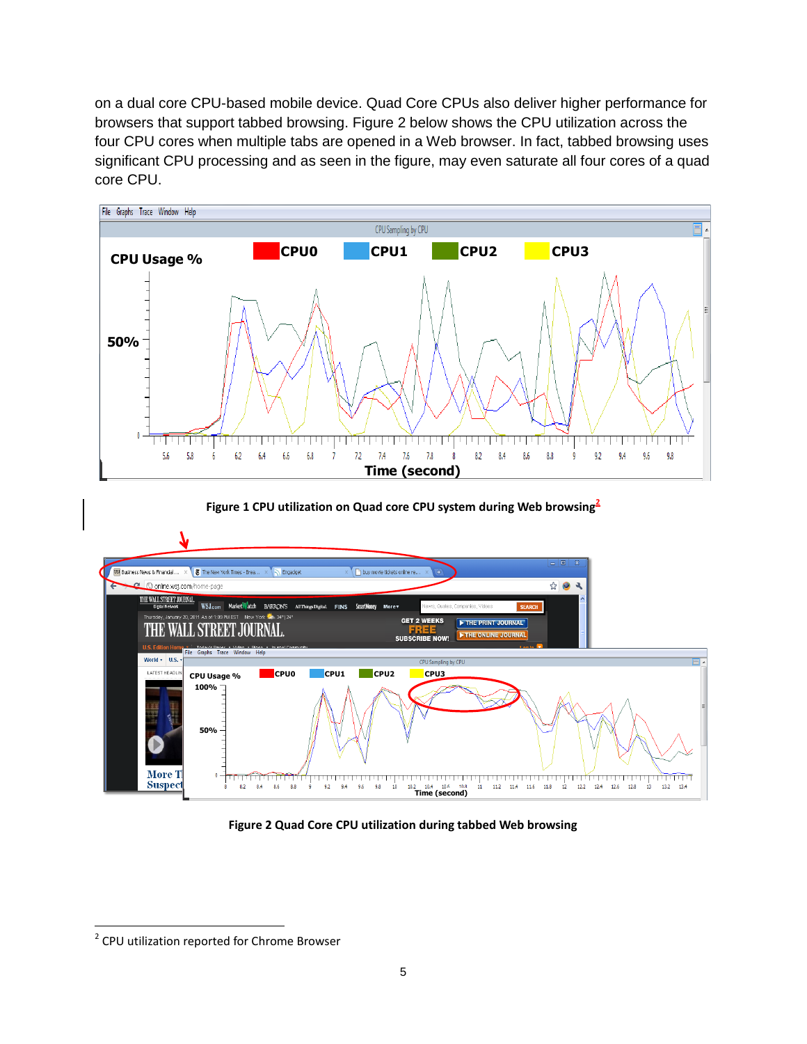on a dual core CPU-based mobile device. Quad Core CPUs also deliver higher performance for browsers that support tabbed browsing. Figure 2 below shows the CPU utilization across the four CPU cores when multiple tabs are opened in a Web browser. In fact, tabbed browsing uses significant CPU processing and as seen in the figure, may even saturate all four cores of a quad core CPU.

**Figure 1 CPU utilization on Quad core CPU system during Web browsing**[2]

**Figure 2 Quad Core CPU utilization during tabbed Web browsing**

---

[2] CPU utilization reported for Chrome Browser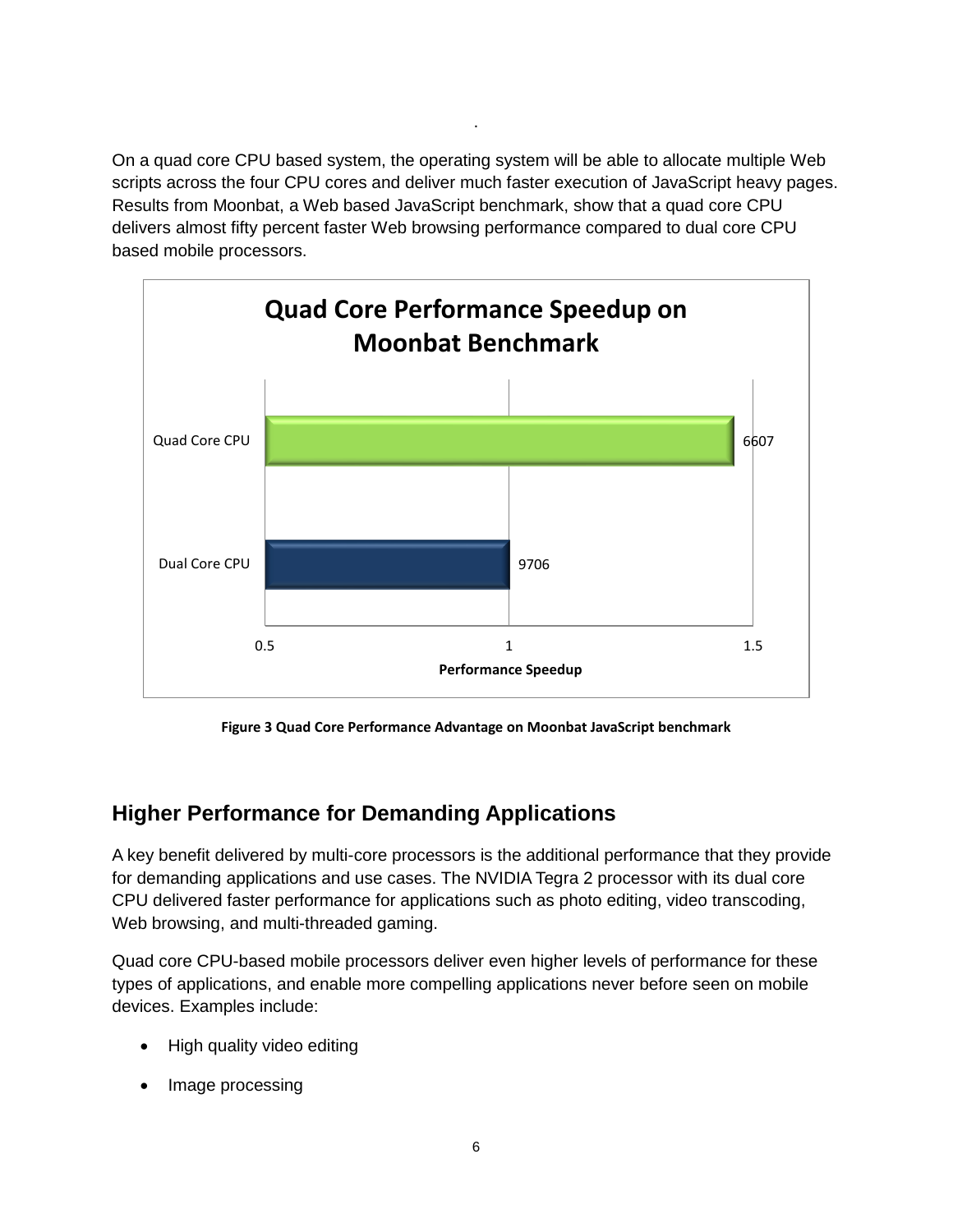On a quad core CPU based system, the operating system will be able to allocate multiple Web scripts across the four CPU cores and deliver much faster execution of JavaScript heavy pages. Results from Moonbat, a Web based JavaScript benchmark, show that a quad core CPU delivers almost fifty percent faster Web browsing performance compared to dual core CPU based mobile processors.

**Quad Core Performance Speedup on Moonbat Benchmark**

| CPU | Moonbat score |
| --- | --- |
| Quad Core CPU | 6607 |
| Dual Core CPU | 9706 |

Bars plotted on the Performance Speedup axis (0.5, 1, 1.5).

**Figure 3 Quad Core Performance Advantage on Moonbat JavaScript benchmark**

## Higher Performance for Demanding Applications

A key benefit delivered by multi-core processors is the additional performance that they provide for demanding applications and use cases. The NVIDIA Tegra 2 processor with its dual core CPU delivered faster performance for applications such as photo editing, video transcoding, Web browsing, and multi-threaded gaming.

Quad core CPU-based mobile processors deliver even higher levels of performance for these types of applications, and enable more compelling applications never before seen on mobile devices. Examples include:

- High quality video editing
- Image processing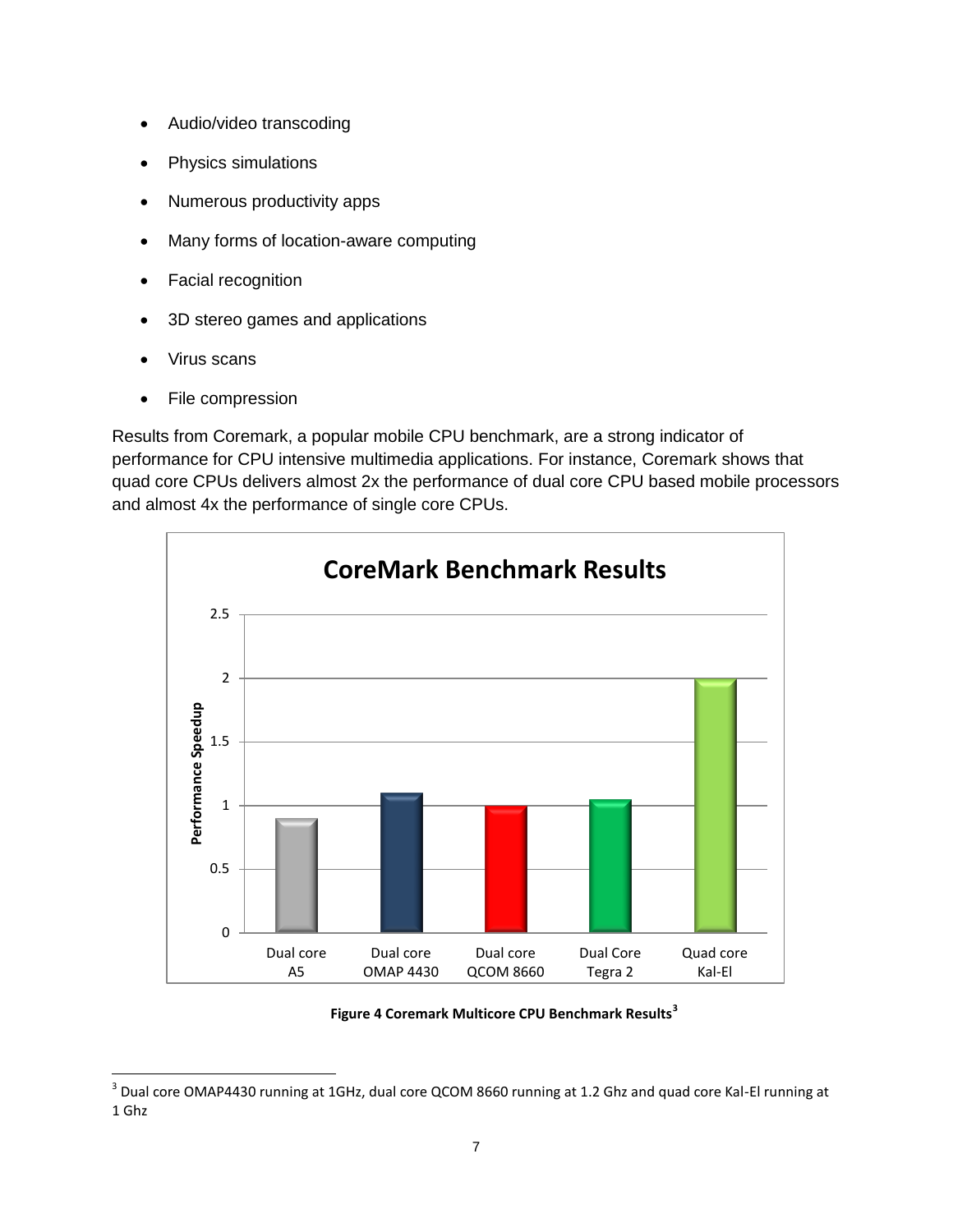- Audio/video transcoding
- Physics simulations
- Numerous productivity apps
- Many forms of location-aware computing
- Facial recognition
- 3D stereo games and applications
- Virus scans
- File compression

Results from Coremark, a popular mobile CPU benchmark, are a strong indicator of performance for CPU intensive multimedia applications. For instance, Coremark shows that quad core CPUs delivers almost 2x the performance of dual core CPU based mobile processors and almost 4x the performance of single core CPUs.

**Figure 4 Coremark Multicore CPU Benchmark Results**[3]

[3] Dual core OMAP4430 running at 1GHz, dual core QCOM 8660 running at 1.2 Ghz and quad core Kal-El running at 1 Ghz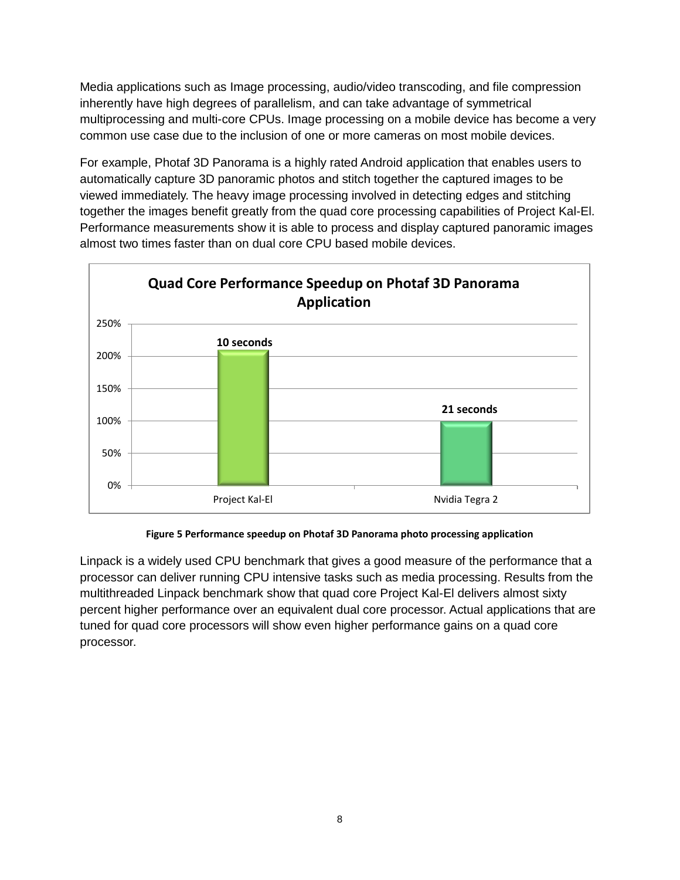Media applications such as Image processing, audio/video transcoding, and file compression inherently have high degrees of parallelism, and can take advantage of symmetrical multiprocessing and multi-core CPUs. Image processing on a mobile device has become a very common use case due to the inclusion of one or more cameras on most mobile devices.

For example, Photaf 3D Panorama is a highly rated Android application that enables users to automatically capture 3D panoramic photos and stitch together the captured images to be viewed immediately. The heavy image processing involved in detecting edges and stitching together the images benefit greatly from the quad core processing capabilities of Project Kal-El. Performance measurements show it is able to process and display captured panoramic images almost two times faster than on dual core CPU based mobile devices.

**Quad Core Performance Speedup on Photaf 3D Panorama Application**

| | Project Kal-El | Nvidia Tegra 2 |
|---|---|---|
| Relative performance | ~210% | 100% |
| Time | 10 seconds | 21 seconds |

**Figure 5 Performance speedup on Photaf 3D Panorama photo processing application**

Linpack is a widely used CPU benchmark that gives a good measure of the performance that a processor can deliver running CPU intensive tasks such as media processing. Results from the multithreaded Linpack benchmark show that quad core Project Kal-El delivers almost sixty percent higher performance over an equivalent dual core processor. Actual applications that are tuned for quad core processors will show even higher performance gains on a quad core processor.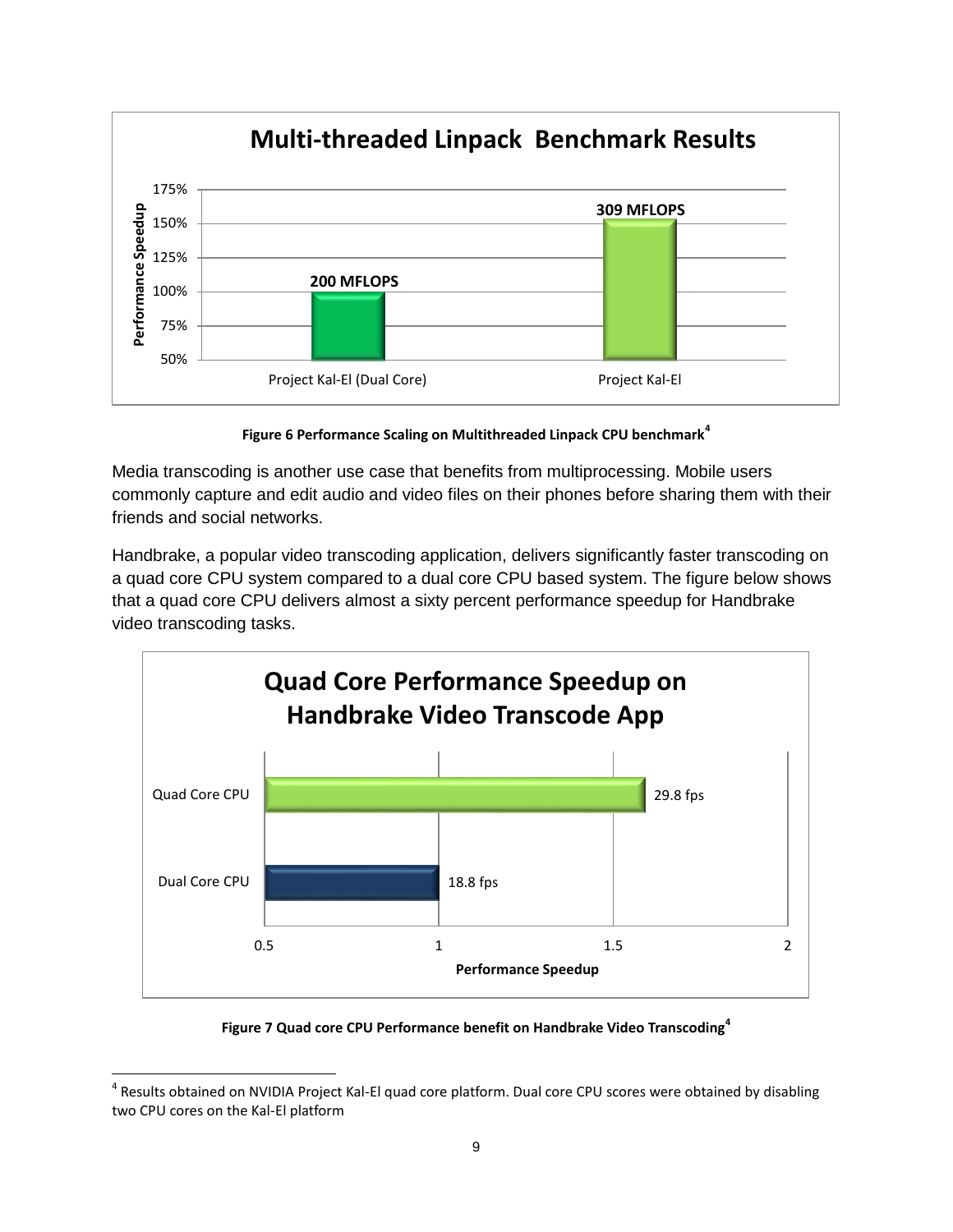**Figure 6 Performance Scaling on Multithreaded Linpack CPU benchmark[4]**

Media transcoding is another use case that benefits from multiprocessing. Mobile users commonly capture and edit audio and video files on their phones before sharing them with their friends and social networks.

Handbrake, a popular video transcoding application, delivers significantly faster transcoding on a quad core CPU system compared to a dual core CPU based system. The figure below shows that a quad core CPU delivers almost a sixty percent performance speedup for Handbrake video transcoding tasks.

**Figure 7 Quad core CPU Performance benefit on Handbrake Video Transcoding[4]**

[4] Results obtained on NVIDIA Project Kal-El quad core platform. Dual core CPU scores were obtained by disabling two CPU cores on the Kal-El platform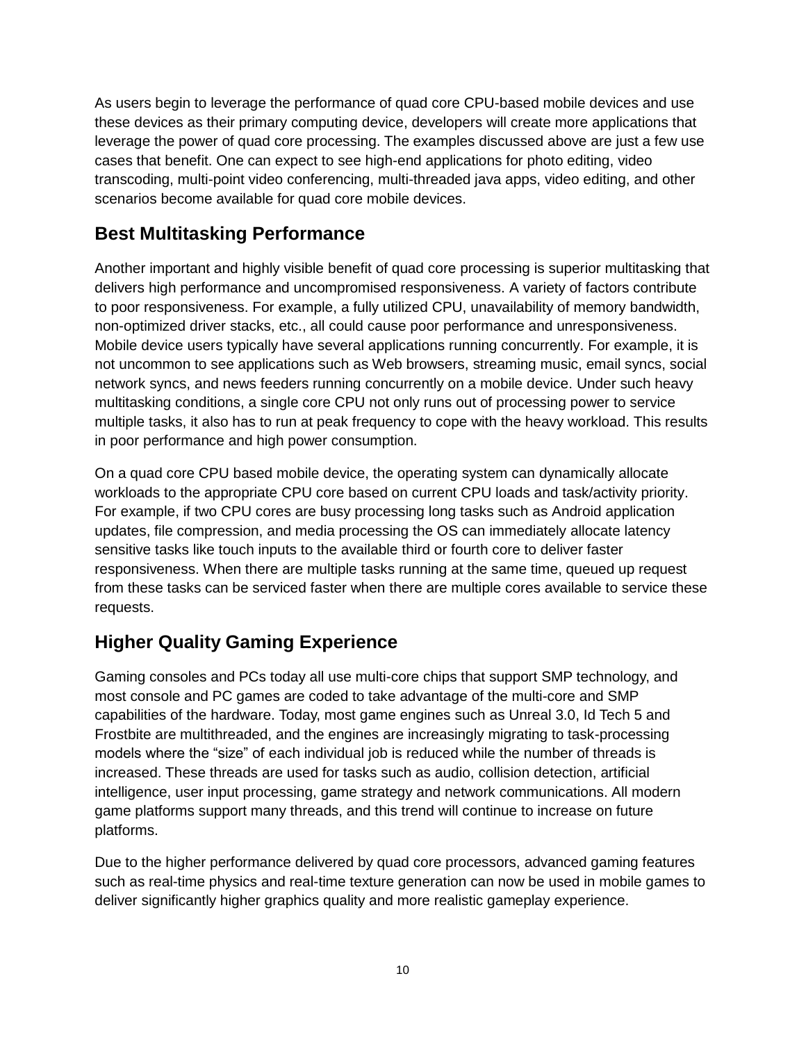As users begin to leverage the performance of quad core CPU-based mobile devices and use these devices as their primary computing device, developers will create more applications that leverage the power of quad core processing. The examples discussed above are just a few use cases that benefit. One can expect to see high-end applications for photo editing, video transcoding, multi-point video conferencing, multi-threaded java apps, video editing, and other scenarios become available for quad core mobile devices.

## Best Multitasking Performance

Another important and highly visible benefit of quad core processing is superior multitasking that delivers high performance and uncompromised responsiveness. A variety of factors contribute to poor responsiveness. For example, a fully utilized CPU, unavailability of memory bandwidth, non-optimized driver stacks, etc., all could cause poor performance and unresponsiveness. Mobile device users typically have several applications running concurrently. For example, it is not uncommon to see applications such as Web browsers, streaming music, email syncs, social network syncs, and news feeders running concurrently on a mobile device. Under such heavy multitasking conditions, a single core CPU not only runs out of processing power to service multiple tasks, it also has to run at peak frequency to cope with the heavy workload. This results in poor performance and high power consumption.

On a quad core CPU based mobile device, the operating system can dynamically allocate workloads to the appropriate CPU core based on current CPU loads and task/activity priority. For example, if two CPU cores are busy processing long tasks such as Android application updates, file compression, and media processing the OS can immediately allocate latency sensitive tasks like touch inputs to the available third or fourth core to deliver faster responsiveness. When there are multiple tasks running at the same time, queued up request from these tasks can be serviced faster when there are multiple cores available to service these requests.

## Higher Quality Gaming Experience

Gaming consoles and PCs today all use multi-core chips that support SMP technology, and most console and PC games are coded to take advantage of the multi-core and SMP capabilities of the hardware. Today, most game engines such as Unreal 3.0, Id Tech 5 and Frostbite are multithreaded, and the engines are increasingly migrating to task-processing models where the “size” of each individual job is reduced while the number of threads is increased. These threads are used for tasks such as audio, collision detection, artificial intelligence, user input processing, game strategy and network communications. All modern game platforms support many threads, and this trend will continue to increase on future platforms.

Due to the higher performance delivered by quad core processors, advanced gaming features such as real-time physics and real-time texture generation can now be used in mobile games to deliver significantly higher graphics quality and more realistic gameplay experience.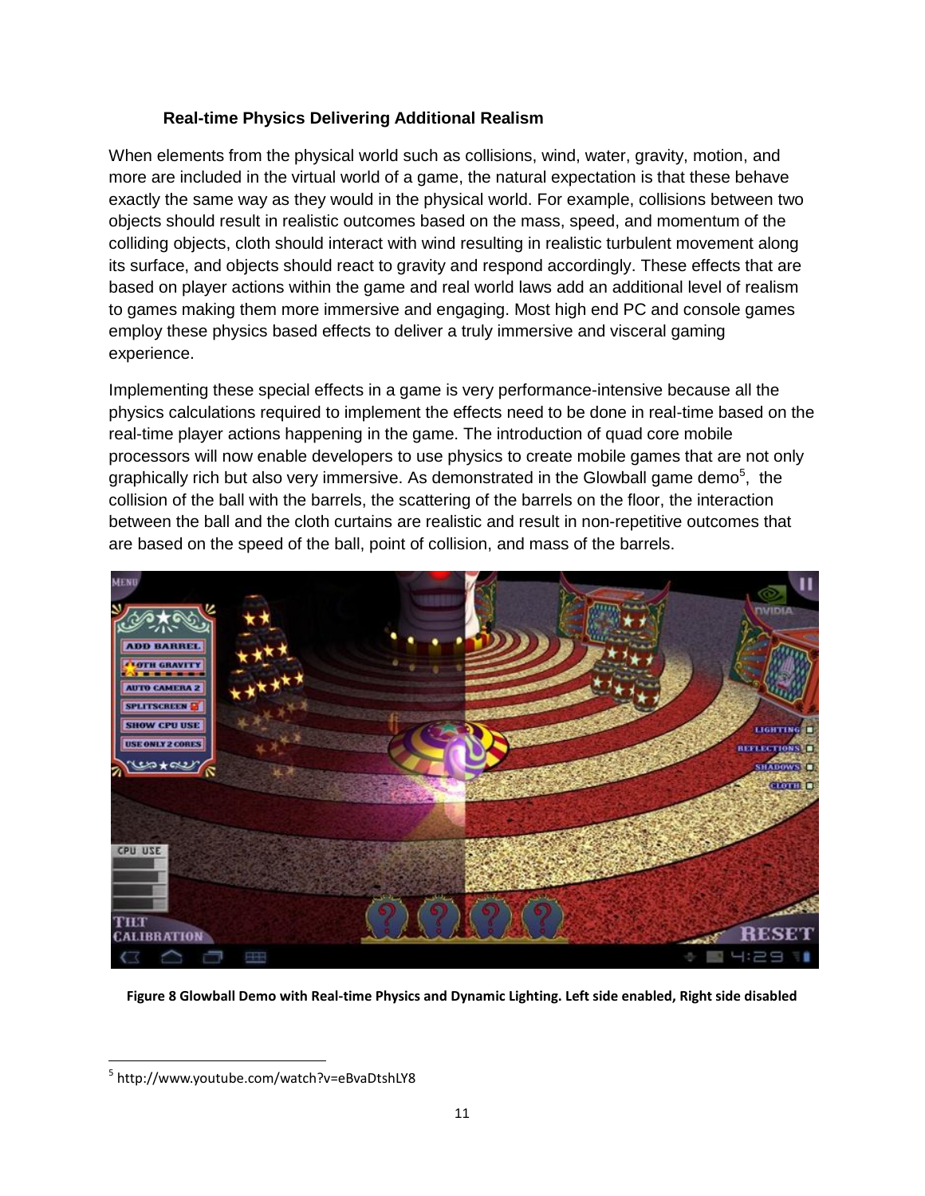### Real-time Physics Delivering Additional Realism

When elements from the physical world such as collisions, wind, water, gravity, motion, and more are included in the virtual world of a game, the natural expectation is that these behave exactly the same way as they would in the physical world. For example, collisions between two objects should result in realistic outcomes based on the mass, speed, and momentum of the colliding objects, cloth should interact with wind resulting in realistic turbulent movement along its surface, and objects should react to gravity and respond accordingly. These effects that are based on player actions within the game and real world laws add an additional level of realism to games making them more immersive and engaging. Most high end PC and console games employ these physics based effects to deliver a truly immersive and visceral gaming experience.

Implementing these special effects in a game is very performance-intensive because all the physics calculations required to implement the effects need to be done in real-time based on the real-time player actions happening in the game. The introduction of quad core mobile processors will now enable developers to use physics to create mobile games that are not only graphically rich but also very immersive. As demonstrated in the Glowball game demo[5], the collision of the ball with the barrels, the scattering of the barrels on the floor, the interaction between the ball and the cloth curtains are realistic and result in non-repetitive outcomes that are based on the speed of the ball, point of collision, and mass of the barrels.

**Figure 8 Glowball Demo with Real-time Physics and Dynamic Lighting. Left side enabled, Right side disabled**

[5] http://www.youtube.com/watch?v=eBvaDtshLY8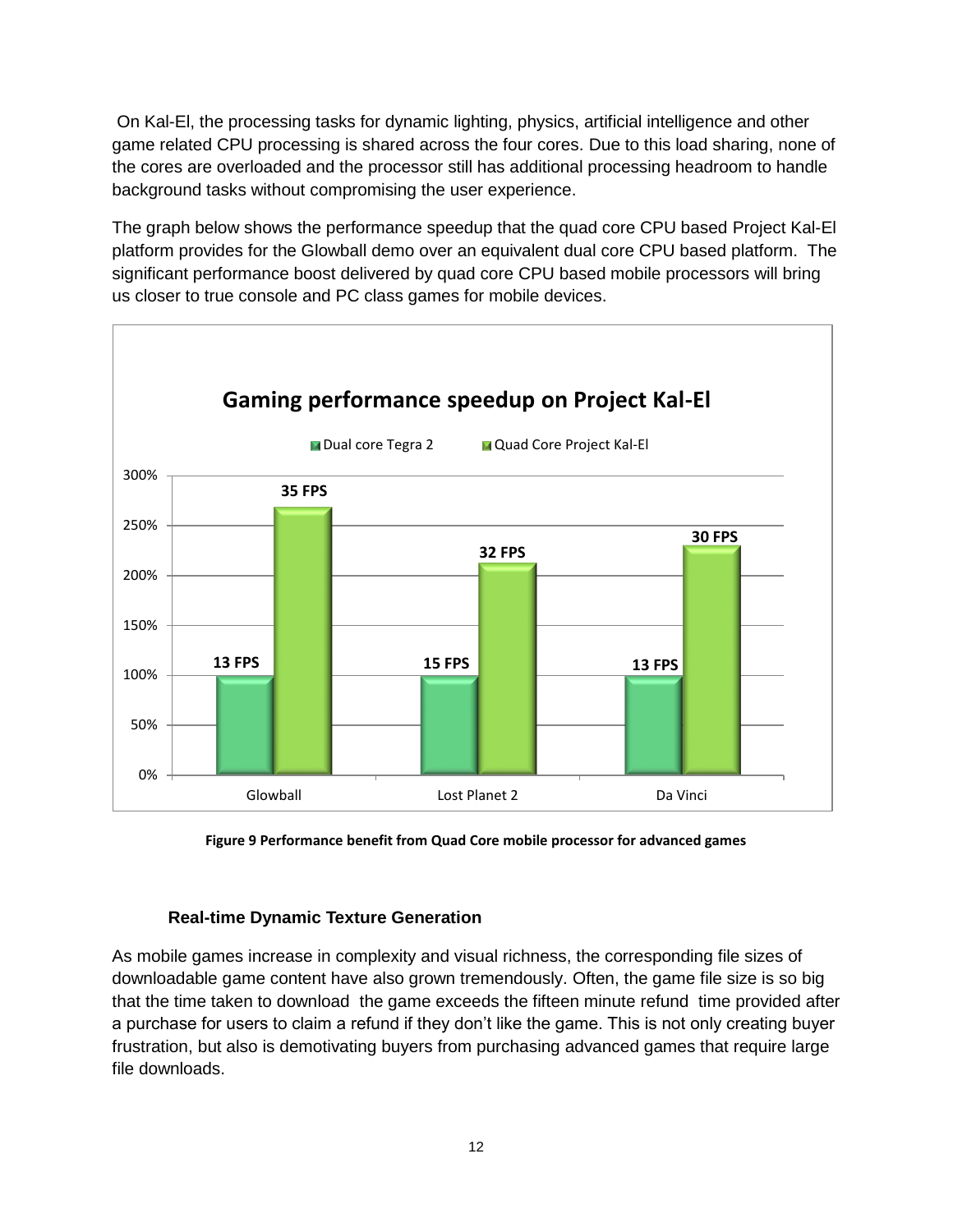On Kal-El, the processing tasks for dynamic lighting, physics, artificial intelligence and other game related CPU processing is shared across the four cores. Due to this load sharing, none of the cores are overloaded and the processor still has additional processing headroom to handle background tasks without compromising the user experience.

The graph below shows the performance speedup that the quad core CPU based Project Kal-El platform provides for the Glowball demo over an equivalent dual core CPU based platform. The significant performance boost delivered by quad core CPU based mobile processors will bring us closer to true console and PC class games for mobile devices.

**Gaming performance speedup on Project Kal-El**

| | Dual core Tegra 2 | Quad Core Project Kal-El |
|---|---|---|
| Glowball | 13 FPS | 35 FPS |
| Lost Planet 2 | 15 FPS | 32 FPS |
| Da Vinci | 13 FPS | 30 FPS |

**Figure 9 Performance benefit from Quad Core mobile processor for advanced games**

### Real-time Dynamic Texture Generation

As mobile games increase in complexity and visual richness, the corresponding file sizes of downloadable game content have also grown tremendously. Often, the game file size is so big that the time taken to download the game exceeds the fifteen minute refund time provided after a purchase for users to claim a refund if they don't like the game. This is not only creating buyer frustration, but also is demotivating buyers from purchasing advanced games that require large file downloads.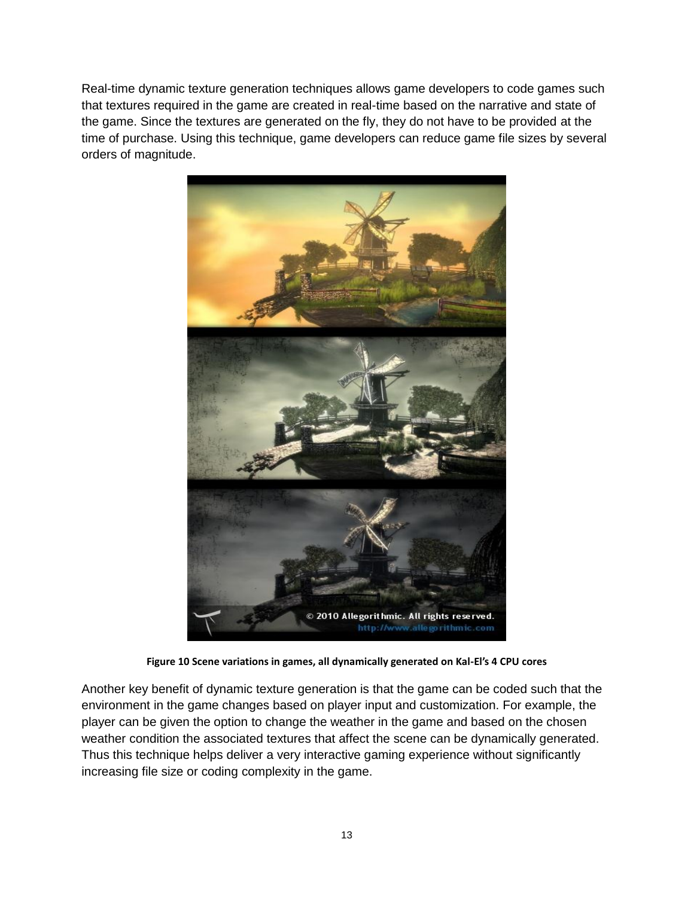Real-time dynamic texture generation techniques allows game developers to code games such that textures required in the game are created in real-time based on the narrative and state of the game. Since the textures are generated on the fly, they do not have to be provided at the time of purchase. Using this technique, game developers can reduce game file sizes by several orders of magnitude.

**Figure 10 Scene variations in games, all dynamically generated on Kal-El's 4 CPU cores**

Another key benefit of dynamic texture generation is that the game can be coded such that the environment in the game changes based on player input and customization. For example, the player can be given the option to change the weather in the game and based on the chosen weather condition the associated textures that affect the scene can be dynamically generated. Thus this technique helps deliver a very interactive gaming experience without significantly increasing file size or coding complexity in the game.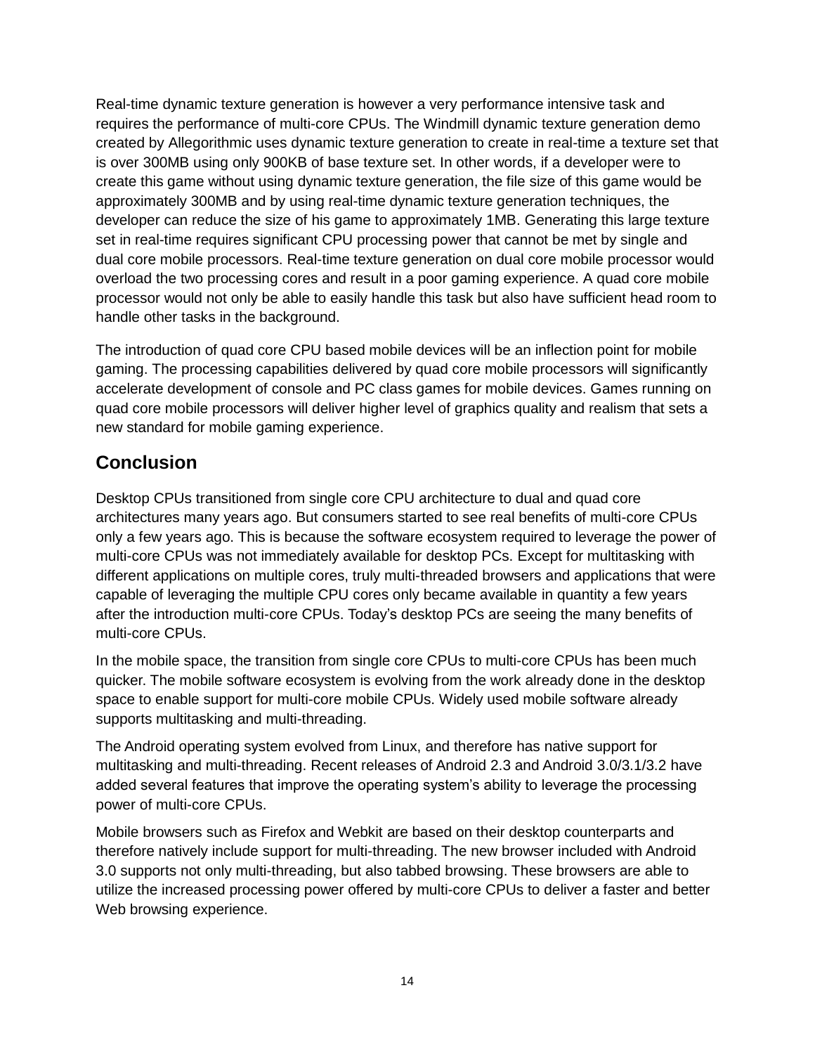Real-time dynamic texture generation is however a very performance intensive task and requires the performance of multi-core CPUs. The Windmill dynamic texture generation demo created by Allegorithmic uses dynamic texture generation to create in real-time a texture set that is over 300MB using only 900KB of base texture set. In other words, if a developer were to create this game without using dynamic texture generation, the file size of this game would be approximately 300MB and by using real-time dynamic texture generation techniques, the developer can reduce the size of his game to approximately 1MB. Generating this large texture set in real-time requires significant CPU processing power that cannot be met by single and dual core mobile processors. Real-time texture generation on dual core mobile processor would overload the two processing cores and result in a poor gaming experience. A quad core mobile processor would not only be able to easily handle this task but also have sufficient head room to handle other tasks in the background.

The introduction of quad core CPU based mobile devices will be an inflection point for mobile gaming. The processing capabilities delivered by quad core mobile processors will significantly accelerate development of console and PC class games for mobile devices. Games running on quad core mobile processors will deliver higher level of graphics quality and realism that sets a new standard for mobile gaming experience.

## Conclusion

Desktop CPUs transitioned from single core CPU architecture to dual and quad core architectures many years ago. But consumers started to see real benefits of multi-core CPUs only a few years ago. This is because the software ecosystem required to leverage the power of multi-core CPUs was not immediately available for desktop PCs. Except for multitasking with different applications on multiple cores, truly multi-threaded browsers and applications that were capable of leveraging the multiple CPU cores only became available in quantity a few years after the introduction multi-core CPUs. Today's desktop PCs are seeing the many benefits of multi-core CPUs.

In the mobile space, the transition from single core CPUs to multi-core CPUs has been much quicker. The mobile software ecosystem is evolving from the work already done in the desktop space to enable support for multi-core mobile CPUs. Widely used mobile software already supports multitasking and multi-threading.

The Android operating system evolved from Linux, and therefore has native support for multitasking and multi-threading. Recent releases of Android 2.3 and Android 3.0/3.1/3.2 have added several features that improve the operating system's ability to leverage the processing power of multi-core CPUs.

Mobile browsers such as Firefox and Webkit are based on their desktop counterparts and therefore natively include support for multi-threading. The new browser included with Android 3.0 supports not only multi-threading, but also tabbed browsing. These browsers are able to utilize the increased processing power offered by multi-core CPUs to deliver a faster and better Web browsing experience.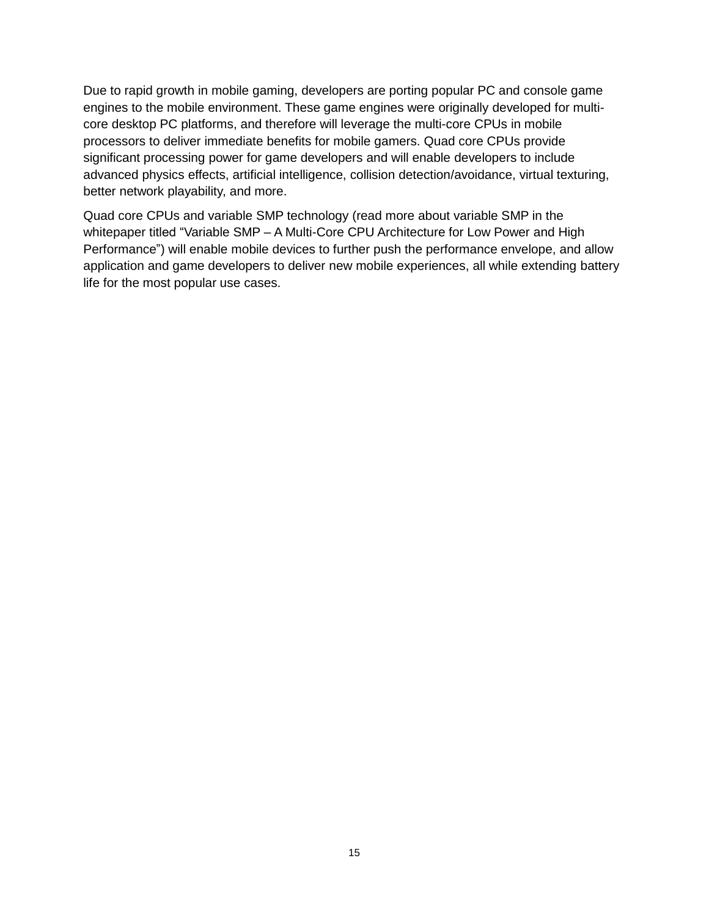Due to rapid growth in mobile gaming, developers are porting popular PC and console game engines to the mobile environment. These game engines were originally developed for multi-core desktop PC platforms, and therefore will leverage the multi-core CPUs in mobile processors to deliver immediate benefits for mobile gamers. Quad core CPUs provide significant processing power for game developers and will enable developers to include advanced physics effects, artificial intelligence, collision detection/avoidance, virtual texturing, better network playability, and more.

Quad core CPUs and variable SMP technology (read more about variable SMP in the whitepaper titled "Variable SMP – A Multi-Core CPU Architecture for Low Power and High Performance") will enable mobile devices to further push the performance envelope, and allow application and game developers to deliver new mobile experiences, all while extending battery life for the most popular use cases.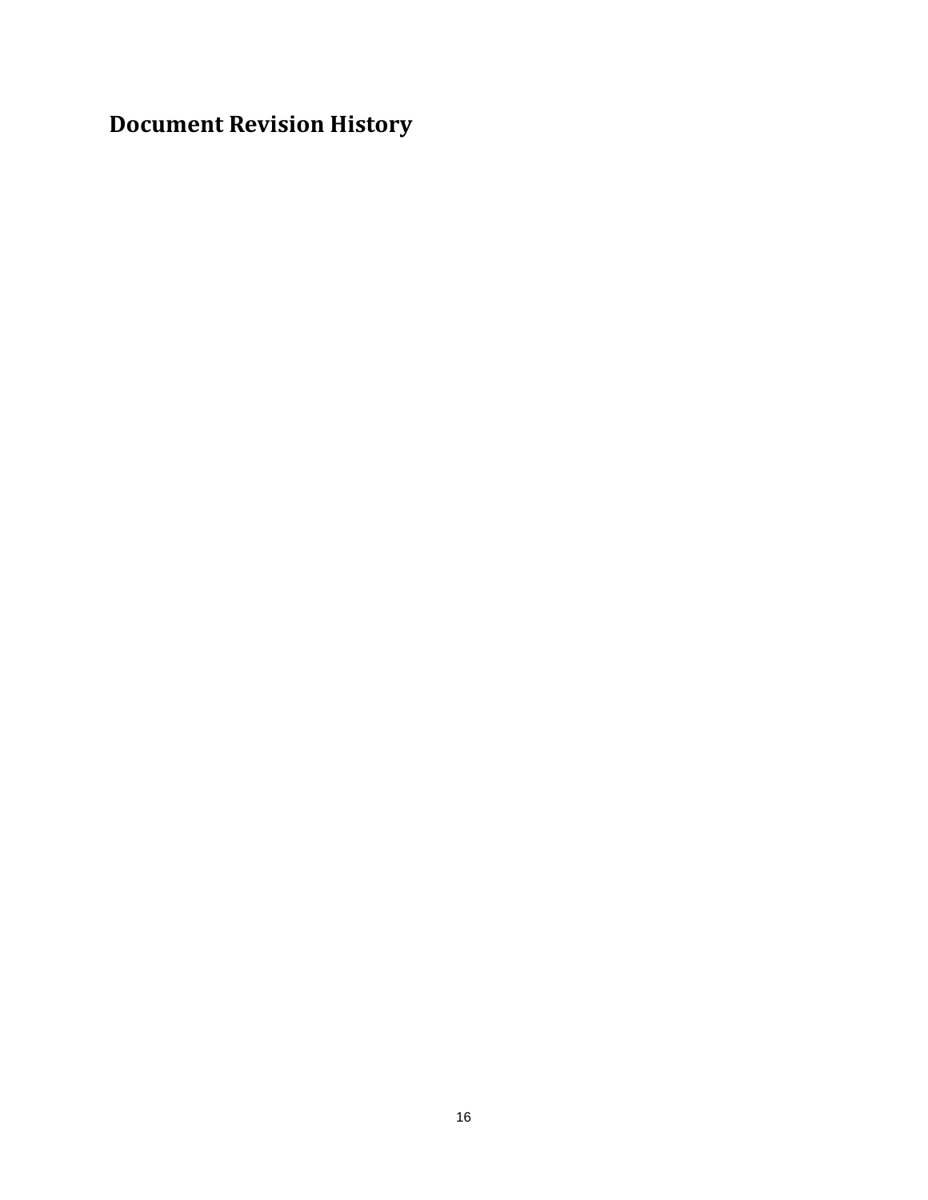# Document Revision History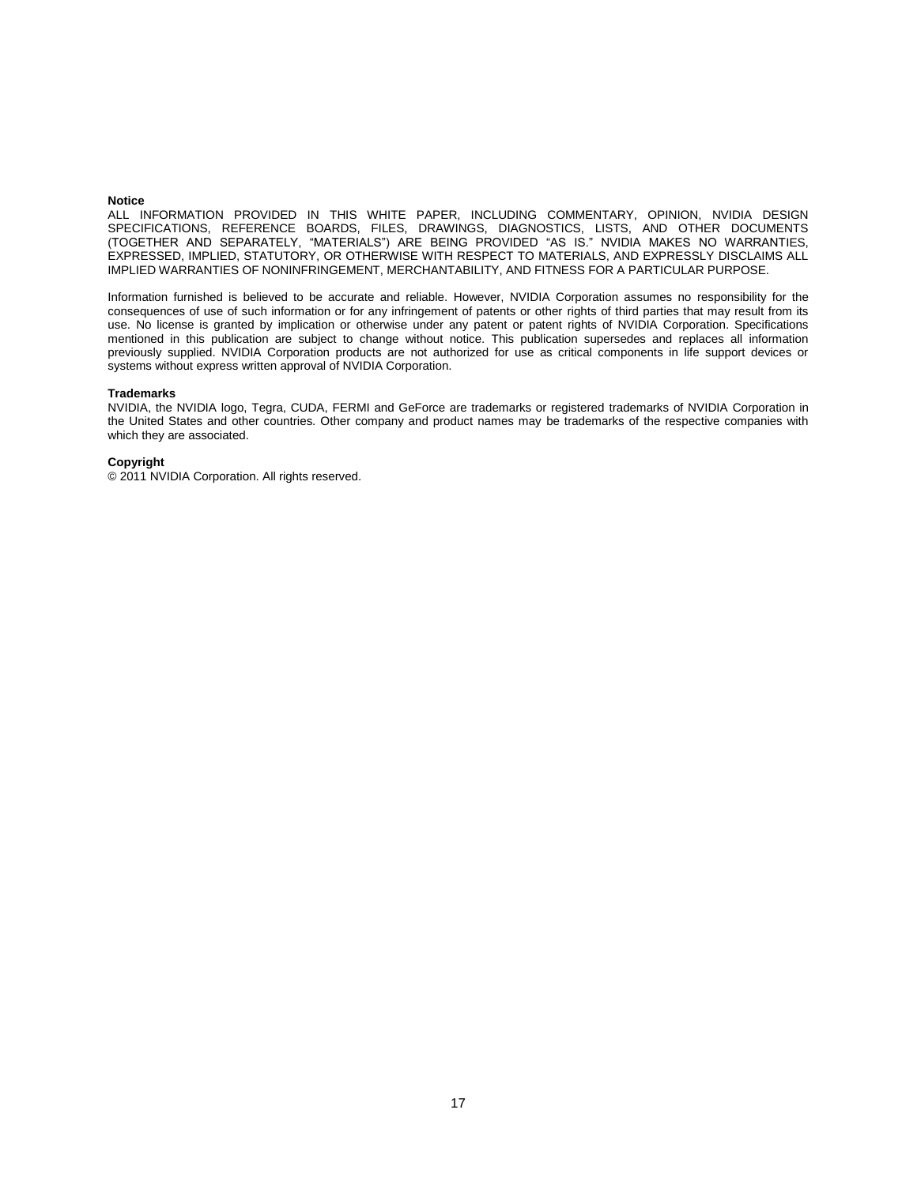**Notice**

ALL INFORMATION PROVIDED IN THIS WHITE PAPER, INCLUDING COMMENTARY, OPINION, NVIDIA DESIGN SPECIFICATIONS, REFERENCE BOARDS, FILES, DRAWINGS, DIAGNOSTICS, LISTS, AND OTHER DOCUMENTS (TOGETHER AND SEPARATELY, "MATERIALS") ARE BEING PROVIDED "AS IS." NVIDIA MAKES NO WARRANTIES, EXPRESSED, IMPLIED, STATUTORY, OR OTHERWISE WITH RESPECT TO MATERIALS, AND EXPRESSLY DISCLAIMS ALL IMPLIED WARRANTIES OF NONINFRINGEMENT, MERCHANTABILITY, AND FITNESS FOR A PARTICULAR PURPOSE.

Information furnished is believed to be accurate and reliable. However, NVIDIA Corporation assumes no responsibility for the consequences of use of such information or for any infringement of patents or other rights of third parties that may result from its use. No license is granted by implication or otherwise under any patent or patent rights of NVIDIA Corporation. Specifications mentioned in this publication are subject to change without notice. This publication supersedes and replaces all information previously supplied. NVIDIA Corporation products are not authorized for use as critical components in life support devices or systems without express written approval of NVIDIA Corporation.

**Trademarks**

NVIDIA, the NVIDIA logo, Tegra, CUDA, FERMI and GeForce are trademarks or registered trademarks of NVIDIA Corporation in the United States and other countries. Other company and product names may be trademarks of the respective companies with which they are associated.

**Copyright**

© 2011 NVIDIA Corporation. All rights reserved.